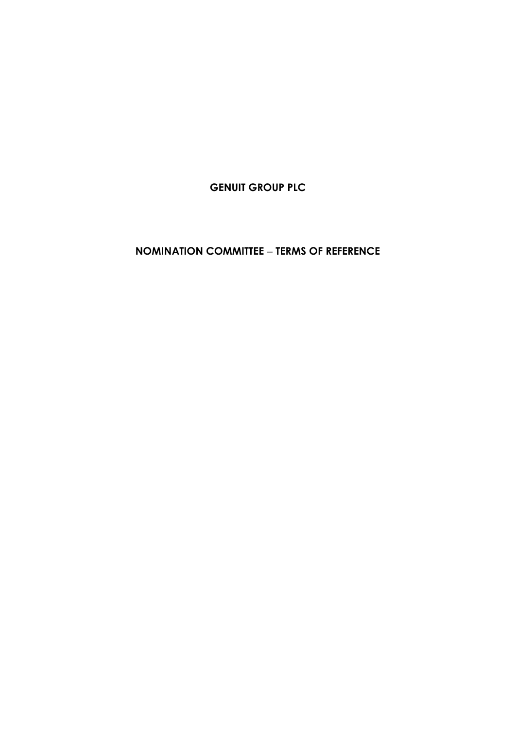# GENUIT GROUP PLC

## NOMINATION COMMITTEE – TERMS OF REFERENCE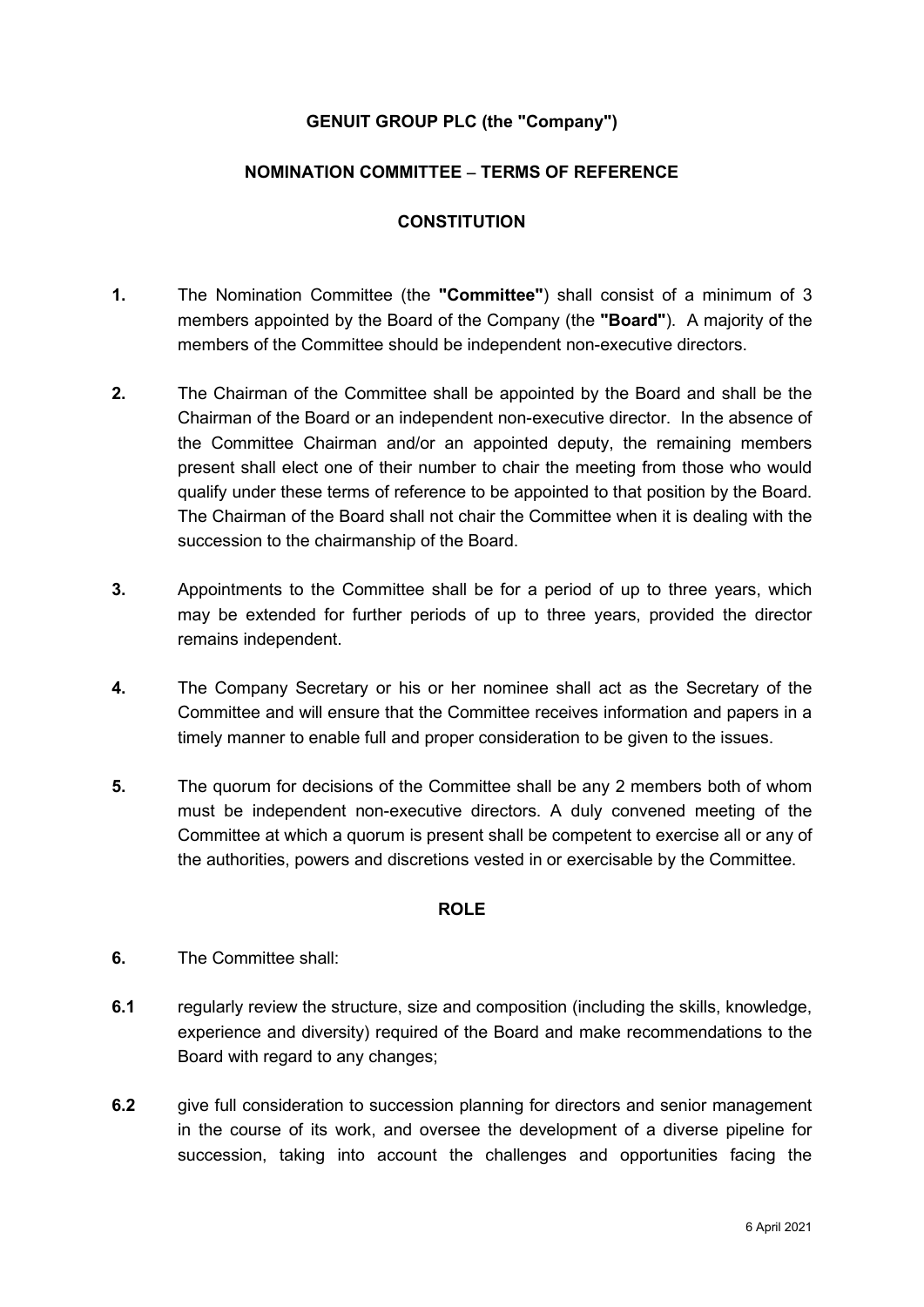**GENUIT GROUP PLC (the "Company")**

**NOMINATION COMMITTEE – TERMS OF REFERENCE**

**CONSTITUTION**

**1.** The Nomination Committee (the **"Committee"**) shall consist of a minimum of 3 members appointed by the Board of the Company (the **"Board"**). A majority of the members of the Committee should be independent non-executive directors.

**2.** The Chairman of the Committee shall be appointed by the Board and shall be the Chairman of the Board or an independent non-executive director. In the absence of the Committee Chairman and/or an appointed deputy, the remaining members present shall elect one of their number to chair the meeting from those who would qualify under these terms of reference to be appointed to that position by the Board. The Chairman of the Board shall not chair the Committee when it is dealing with the succession to the chairmanship of the Board.

**3.** Appointments to the Committee shall be for a period of up to three years, which may be extended for further periods of up to three years, provided the director remains independent.

**4.** The Company Secretary or his or her nominee shall act as the Secretary of the Committee and will ensure that the Committee receives information and papers in a timely manner to enable full and proper consideration to be given to the issues.

**5.** The quorum for decisions of the Committee shall be any 2 members both of whom must be independent non-executive directors. A duly convened meeting of the Committee at which a quorum is present shall be competent to exercise all or any of the authorities, powers and discretions vested in or exercisable by the Committee.

**ROLE**

**6.** The Committee shall:

**6.1** regularly review the structure, size and composition (including the skills, knowledge, experience and diversity) required of the Board and make recommendations to the Board with regard to any changes;

**6.2** give full consideration to succession planning for directors and senior management in the course of its work, and oversee the development of a diverse pipeline for succession, taking into account the challenges and opportunities facing the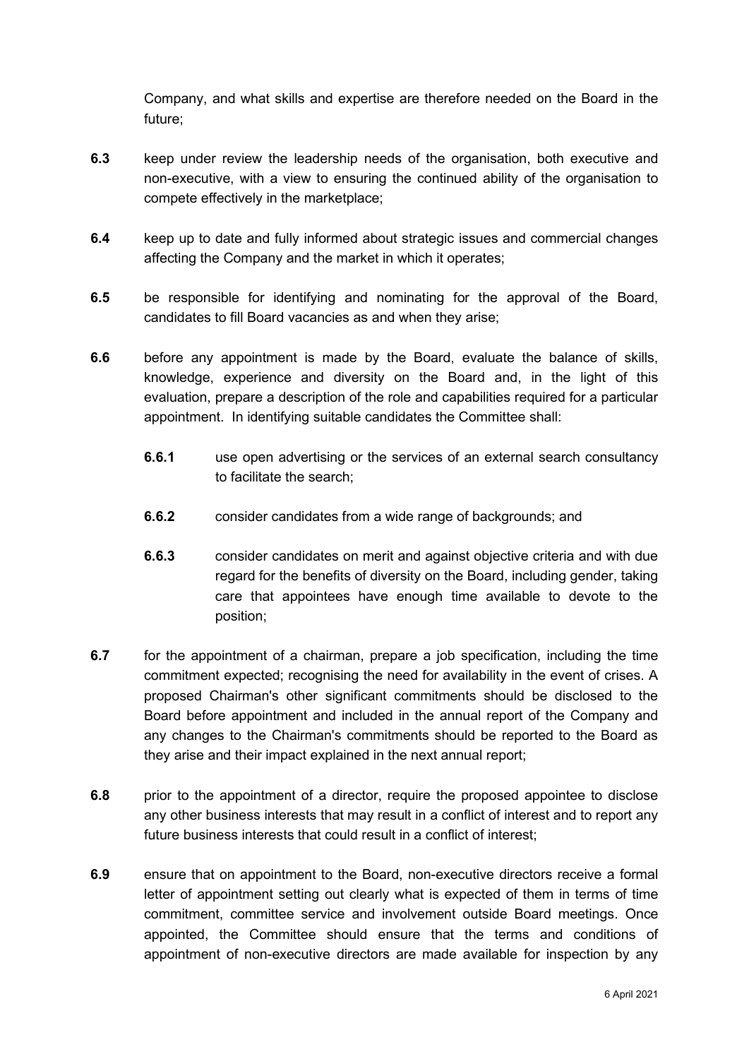Company, and what skills and expertise are therefore needed on the Board in the future;

**6.3** keep under review the leadership needs of the organisation, both executive and non-executive, with a view to ensuring the continued ability of the organisation to compete effectively in the marketplace;

**6.4** keep up to date and fully informed about strategic issues and commercial changes affecting the Company and the market in which it operates;

**6.5** be responsible for identifying and nominating for the approval of the Board, candidates to fill Board vacancies as and when they arise;

**6.6** before any appointment is made by the Board, evaluate the balance of skills, knowledge, experience and diversity on the Board and, in the light of this evaluation, prepare a description of the role and capabilities required for a particular appointment. In identifying suitable candidates the Committee shall:

> **6.6.1** use open advertising or the services of an external search consultancy to facilitate the search;
>
> **6.6.2** consider candidates from a wide range of backgrounds; and
>
> **6.6.3** consider candidates on merit and against objective criteria and with due regard for the benefits of diversity on the Board, including gender, taking care that appointees have enough time available to devote to the position;

**6.7** for the appointment of a chairman, prepare a job specification, including the time commitment expected; recognising the need for availability in the event of crises. A proposed Chairman's other significant commitments should be disclosed to the Board before appointment and included in the annual report of the Company and any changes to the Chairman's commitments should be reported to the Board as they arise and their impact explained in the next annual report;

**6.8** prior to the appointment of a director, require the proposed appointee to disclose any other business interests that may result in a conflict of interest and to report any future business interests that could result in a conflict of interest;

**6.9** ensure that on appointment to the Board, non-executive directors receive a formal letter of appointment setting out clearly what is expected of them in terms of time commitment, committee service and involvement outside Board meetings. Once appointed, the Committee should ensure that the terms and conditions of appointment of non-executive directors are made available for inspection by any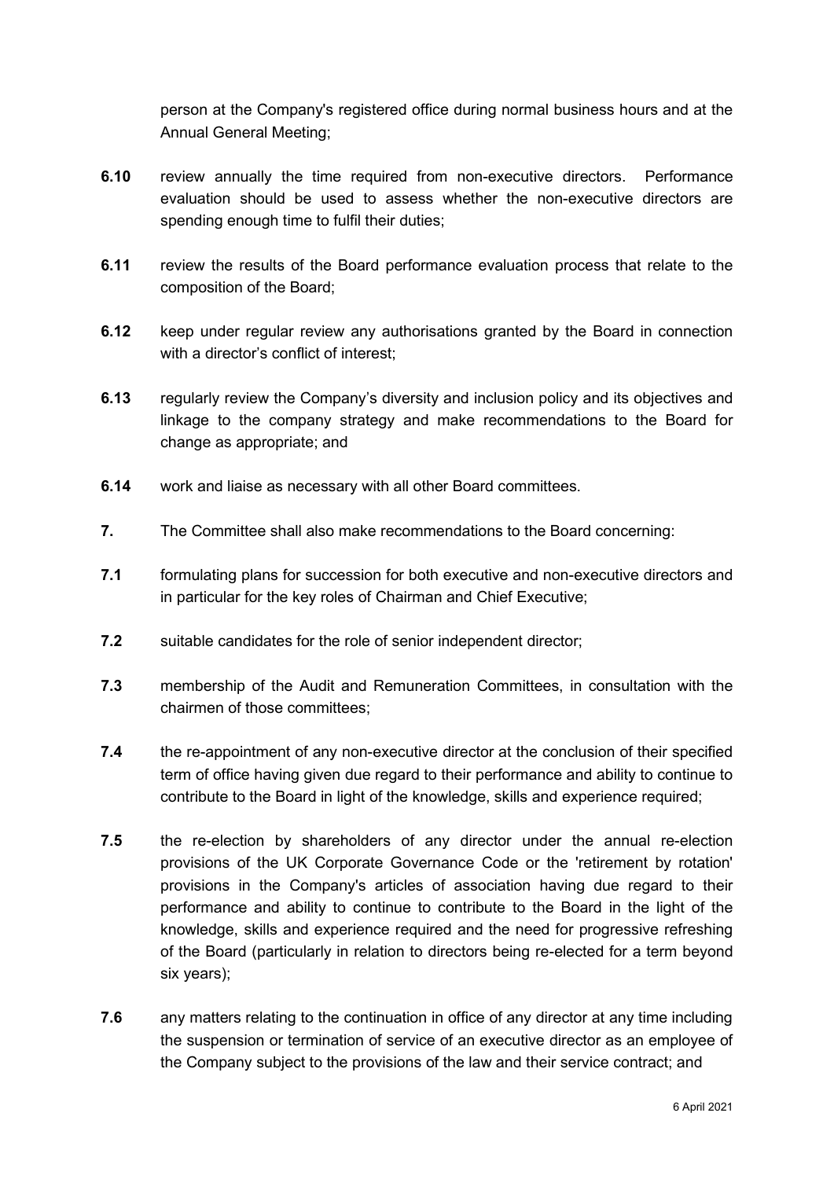person at the Company's registered office during normal business hours and at the Annual General Meeting;

**6.10** review annually the time required from non-executive directors. Performance evaluation should be used to assess whether the non-executive directors are spending enough time to fulfil their duties;

**6.11** review the results of the Board performance evaluation process that relate to the composition of the Board;

**6.12** keep under regular review any authorisations granted by the Board in connection with a director's conflict of interest;

**6.13** regularly review the Company's diversity and inclusion policy and its objectives and linkage to the company strategy and make recommendations to the Board for change as appropriate; and

**6.14** work and liaise as necessary with all other Board committees.

**7.** The Committee shall also make recommendations to the Board concerning:

**7.1** formulating plans for succession for both executive and non-executive directors and in particular for the key roles of Chairman and Chief Executive;

**7.2** suitable candidates for the role of senior independent director;

**7.3** membership of the Audit and Remuneration Committees, in consultation with the chairmen of those committees;

**7.4** the re-appointment of any non-executive director at the conclusion of their specified term of office having given due regard to their performance and ability to continue to contribute to the Board in light of the knowledge, skills and experience required;

**7.5** the re-election by shareholders of any director under the annual re-election provisions of the UK Corporate Governance Code or the 'retirement by rotation' provisions in the Company's articles of association having due regard to their performance and ability to continue to contribute to the Board in the light of the knowledge, skills and experience required and the need for progressive refreshing of the Board (particularly in relation to directors being re-elected for a term beyond six years);

**7.6** any matters relating to the continuation in office of any director at any time including the suspension or termination of service of an executive director as an employee of the Company subject to the provisions of the law and their service contract; and

6 April 2021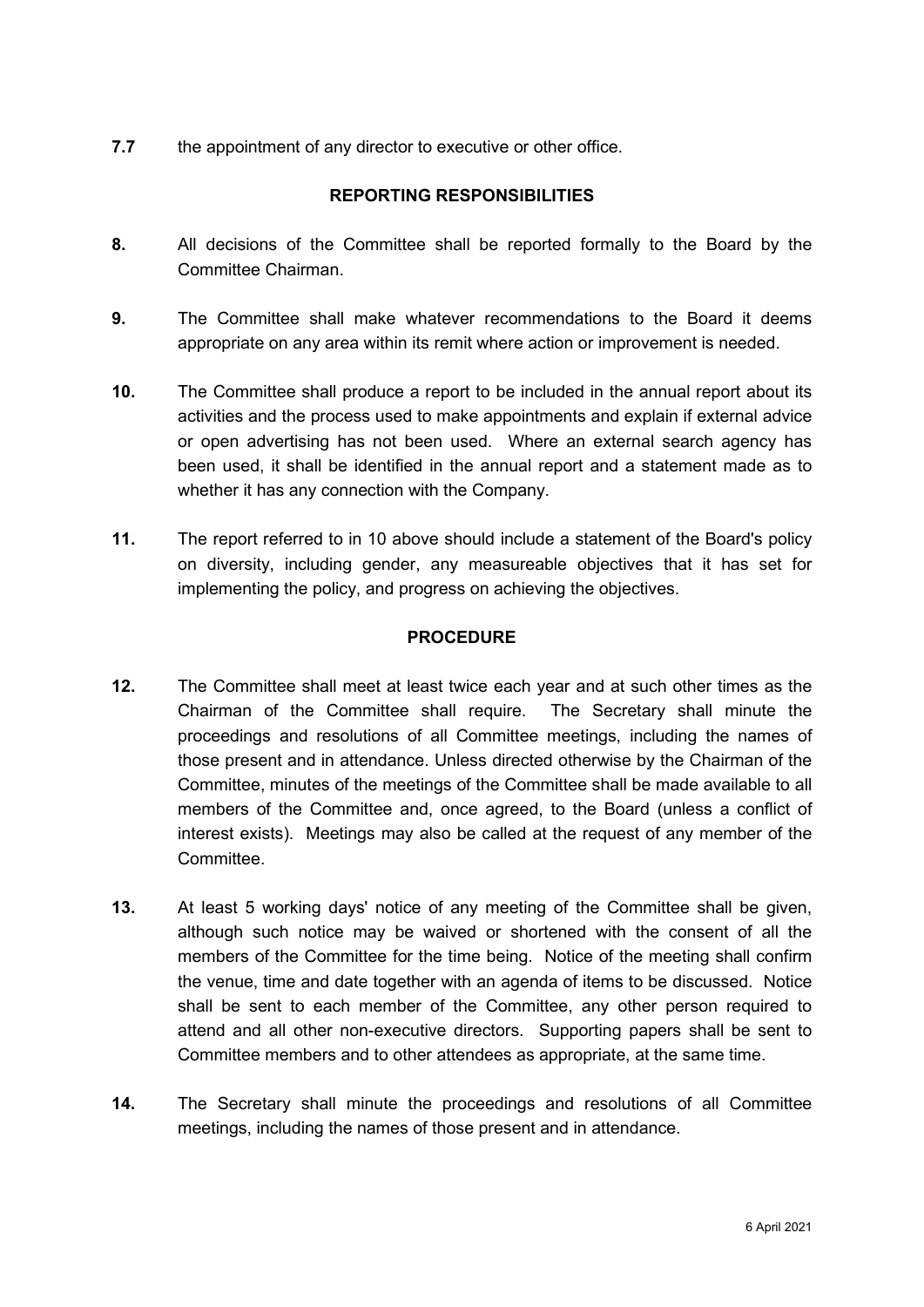**7.7** the appointment of any director to executive or other office.

## REPORTING RESPONSIBILITIES

**8.** All decisions of the Committee shall be reported formally to the Board by the Committee Chairman.

**9.** The Committee shall make whatever recommendations to the Board it deems appropriate on any area within its remit where action or improvement is needed.

**10.** The Committee shall produce a report to be included in the annual report about its activities and the process used to make appointments and explain if external advice or open advertising has not been used. Where an external search agency has been used, it shall be identified in the annual report and a statement made as to whether it has any connection with the Company.

**11.** The report referred to in 10 above should include a statement of the Board's policy on diversity, including gender, any measureable objectives that it has set for implementing the policy, and progress on achieving the objectives.

## PROCEDURE

**12.** The Committee shall meet at least twice each year and at such other times as the Chairman of the Committee shall require. The Secretary shall minute the proceedings and resolutions of all Committee meetings, including the names of those present and in attendance. Unless directed otherwise by the Chairman of the Committee, minutes of the meetings of the Committee shall be made available to all members of the Committee and, once agreed, to the Board (unless a conflict of interest exists). Meetings may also be called at the request of any member of the Committee.

**13.** At least 5 working days' notice of any meeting of the Committee shall be given, although such notice may be waived or shortened with the consent of all the members of the Committee for the time being. Notice of the meeting shall confirm the venue, time and date together with an agenda of items to be discussed. Notice shall be sent to each member of the Committee, any other person required to attend and all other non-executive directors. Supporting papers shall be sent to Committee members and to other attendees as appropriate, at the same time.

**14.** The Secretary shall minute the proceedings and resolutions of all Committee meetings, including the names of those present and in attendance.

6 April 2021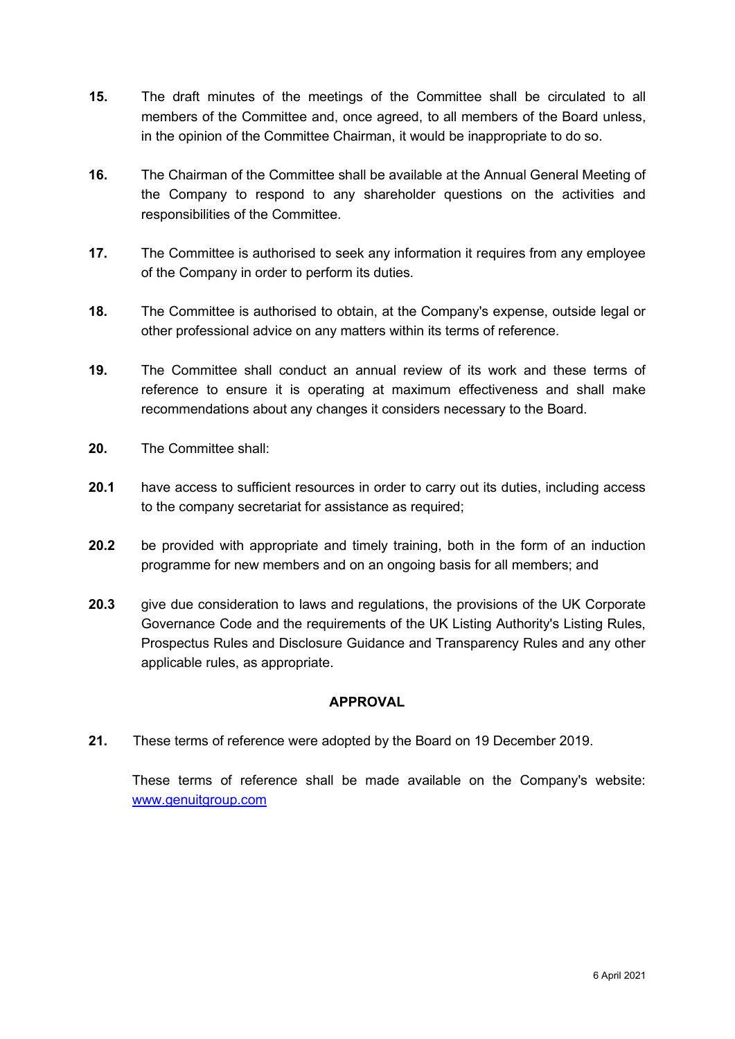**15.** The draft minutes of the meetings of the Committee shall be circulated to all members of the Committee and, once agreed, to all members of the Board unless, in the opinion of the Committee Chairman, it would be inappropriate to do so.

**16.** The Chairman of the Committee shall be available at the Annual General Meeting of the Company to respond to any shareholder questions on the activities and responsibilities of the Committee.

**17.** The Committee is authorised to seek any information it requires from any employee of the Company in order to perform its duties.

**18.** The Committee is authorised to obtain, at the Company's expense, outside legal or other professional advice on any matters within its terms of reference.

**19.** The Committee shall conduct an annual review of its work and these terms of reference to ensure it is operating at maximum effectiveness and shall make recommendations about any changes it considers necessary to the Board.

**20.** The Committee shall:

**20.1** have access to sufficient resources in order to carry out its duties, including access to the company secretariat for assistance as required;

**20.2** be provided with appropriate and timely training, both in the form of an induction programme for new members and on an ongoing basis for all members; and

**20.3** give due consideration to laws and regulations, the provisions of the UK Corporate Governance Code and the requirements of the UK Listing Authority's Listing Rules, Prospectus Rules and Disclosure Guidance and Transparency Rules and any other applicable rules, as appropriate.

## APPROVAL

**21.** These terms of reference were adopted by the Board on 19 December 2019.

These terms of reference shall be made available on the Company's website: [www.genuitgroup.com](http://www.genuitgroup.com)

6 April 2021